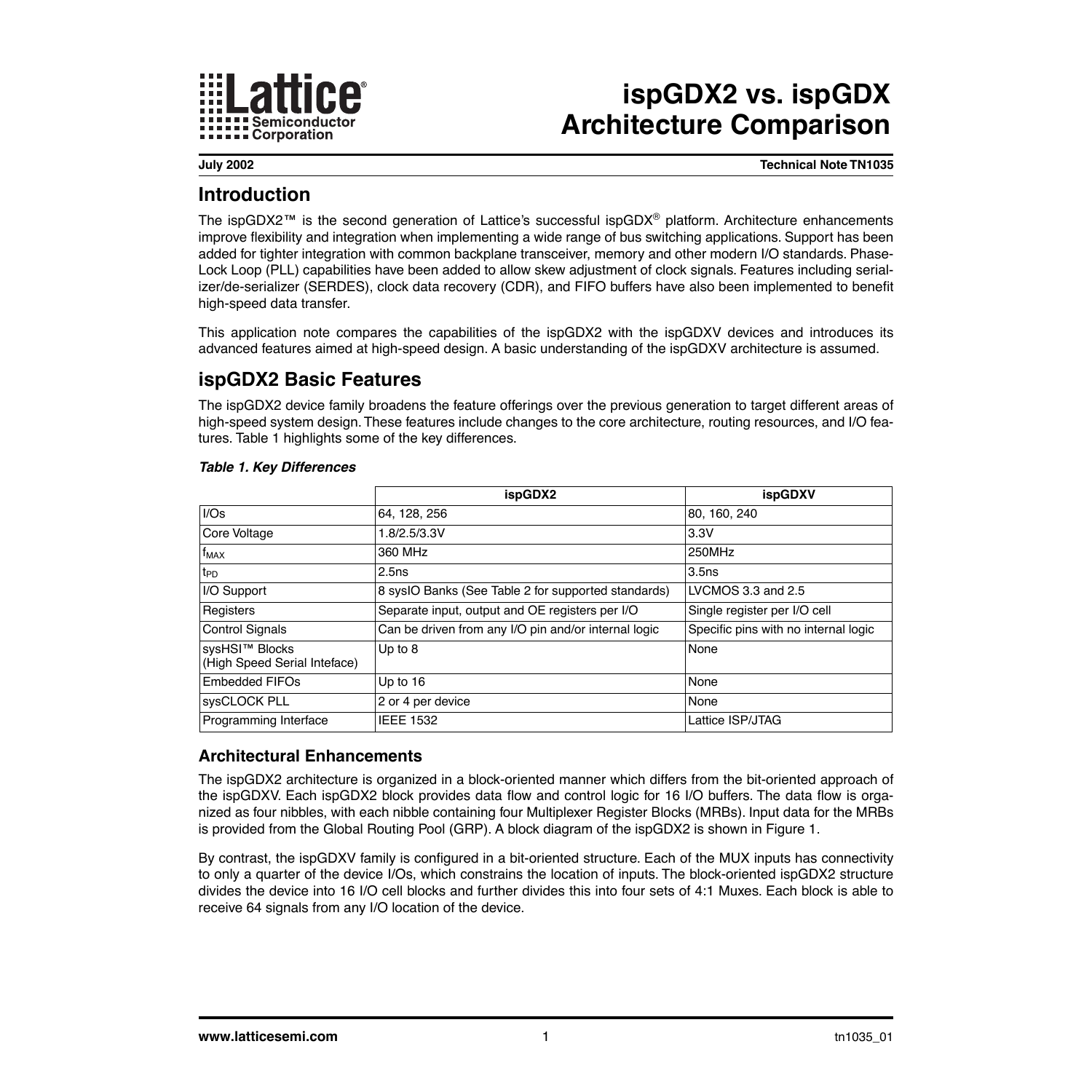# ispGDX2 vs. ispGDX Architecture Comparison

**July 2002** **Technical Note TN1035**

## Introduction

The ispGDX2™ is the second generation of Lattice's successful ispGDX® platform. Architecture enhancements improve flexibility and integration when implementing a wide range of bus switching applications. Support has been added for tighter integration with common backplane transceiver, memory and other modern I/O standards. Phase-Lock Loop (PLL) capabilities have been added to allow skew adjustment of clock signals. Features including serializer/de-serializer (SERDES), clock data recovery (CDR), and FIFO buffers have also been implemented to benefit high-speed data transfer.

This application note compares the capabilities of the ispGDX2 with the ispGDXV devices and introduces its advanced features aimed at high-speed design. A basic understanding of the ispGDXV architecture is assumed.

## ispGDX2 Basic Features

The ispGDX2 device family broadens the feature offerings over the previous generation to target different areas of high-speed system design. These features include changes to the core architecture, routing resources, and I/O features. Table 1 highlights some of the key differences.

***Table 1. Key Differences***

| | ispGDX2 | ispGDXV |
|---|---|---|
| I/Os | 64, 128, 256 | 80, 160, 240 |
| Core Voltage | 1.8/2.5/3.3V | 3.3V |
| $f_{MAX}$ | 360 MHz | 250MHz |
| $t_{PD}$ | 2.5ns | 3.5ns |
| I/O Support | 8 sysIO Banks (See Table 2 for supported standards) | LVCMOS 3.3 and 2.5 |
| Registers | Separate input, output and OE registers per I/O | Single register per I/O cell |
| Control Signals | Can be driven from any I/O pin and/or internal logic | Specific pins with no internal logic |
| sysHSI™ Blocks (High Speed Serial Inteface) | Up to 8 | None |
| Embedded FIFOs | Up to 16 | None |
| sysCLOCK PLL | 2 or 4 per device | None |
| Programming Interface | IEEE 1532 | Lattice ISP/JTAG |

### Architectural Enhancements

The ispGDX2 architecture is organized in a block-oriented manner which differs from the bit-oriented approach of the ispGDXV. Each ispGDX2 block provides data flow and control logic for 16 I/O buffers. The data flow is organized as four nibbles, with each nibble containing four Multiplexer Register Blocks (MRBs). Input data for the MRBs is provided from the Global Routing Pool (GRP). A block diagram of the ispGDX2 is shown in Figure 1.

By contrast, the ispGDXV family is configured in a bit-oriented structure. Each of the MUX inputs has connectivity to only a quarter of the device I/Os, which constrains the location of inputs. The block-oriented ispGDX2 structure divides the device into 16 I/O cell blocks and further divides this into four sets of 4:1 Muxes. Each block is able to receive 64 signals from any I/O location of the device.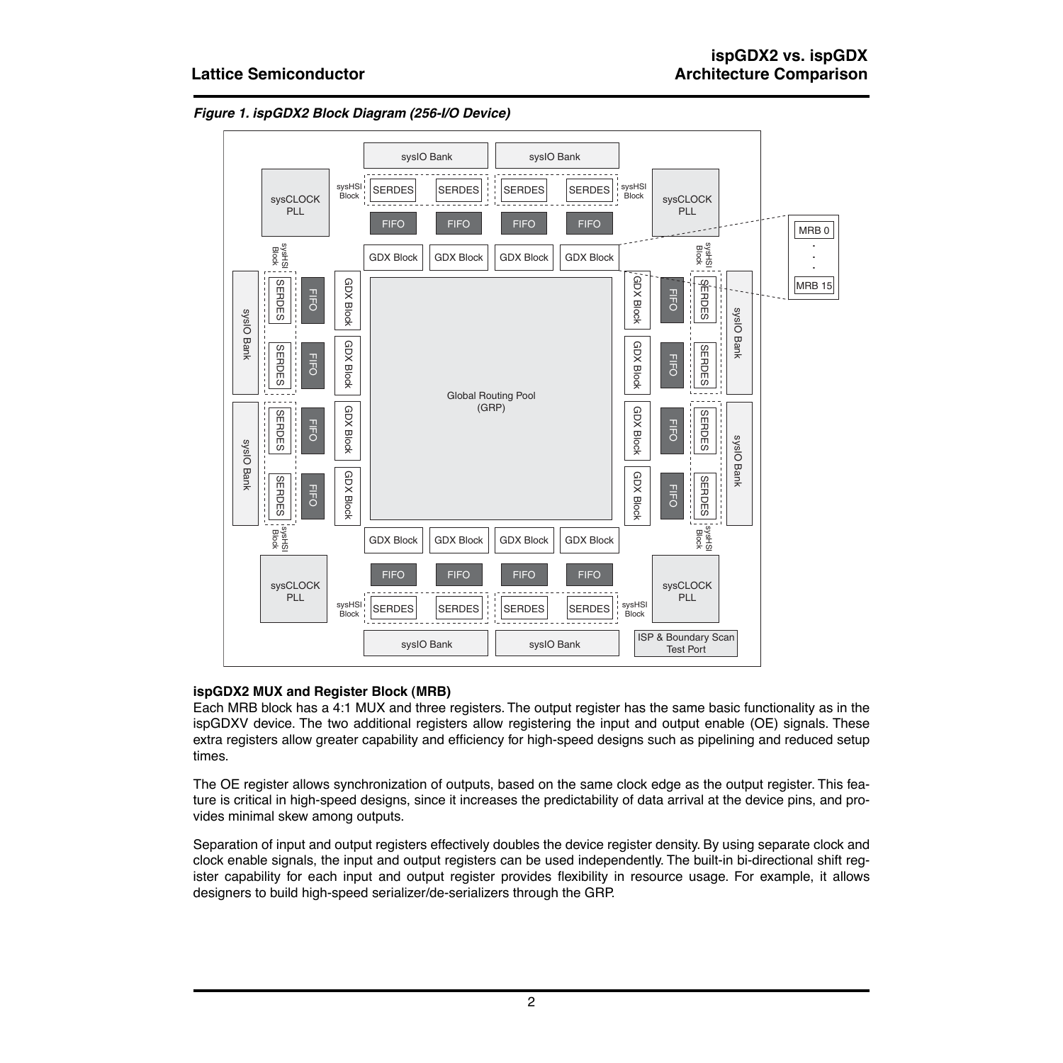*Figure 1. ispGDX2 Block Diagram (256-I/O Device)*

### ispGDX2 MUX and Register Block (MRB)

Each MRB block has a 4:1 MUX and three registers. The output register has the same basic functionality as in the ispGDXV device. The two additional registers allow registering the input and output enable (OE) signals. These extra registers allow greater capability and efficiency for high-speed designs such as pipelining and reduced setup times.

The OE register allows synchronization of outputs, based on the same clock edge as the output register. This feature is critical in high-speed designs, since it increases the predictability of data arrival at the device pins, and provides minimal skew among outputs.

Separation of input and output registers effectively doubles the device register density. By using separate clock and clock enable signals, the input and output registers can be used independently. The built-in bi-directional shift register capability for each input and output register provides flexibility in resource usage. For example, it allows designers to build high-speed serializer/de-serializers through the GRP.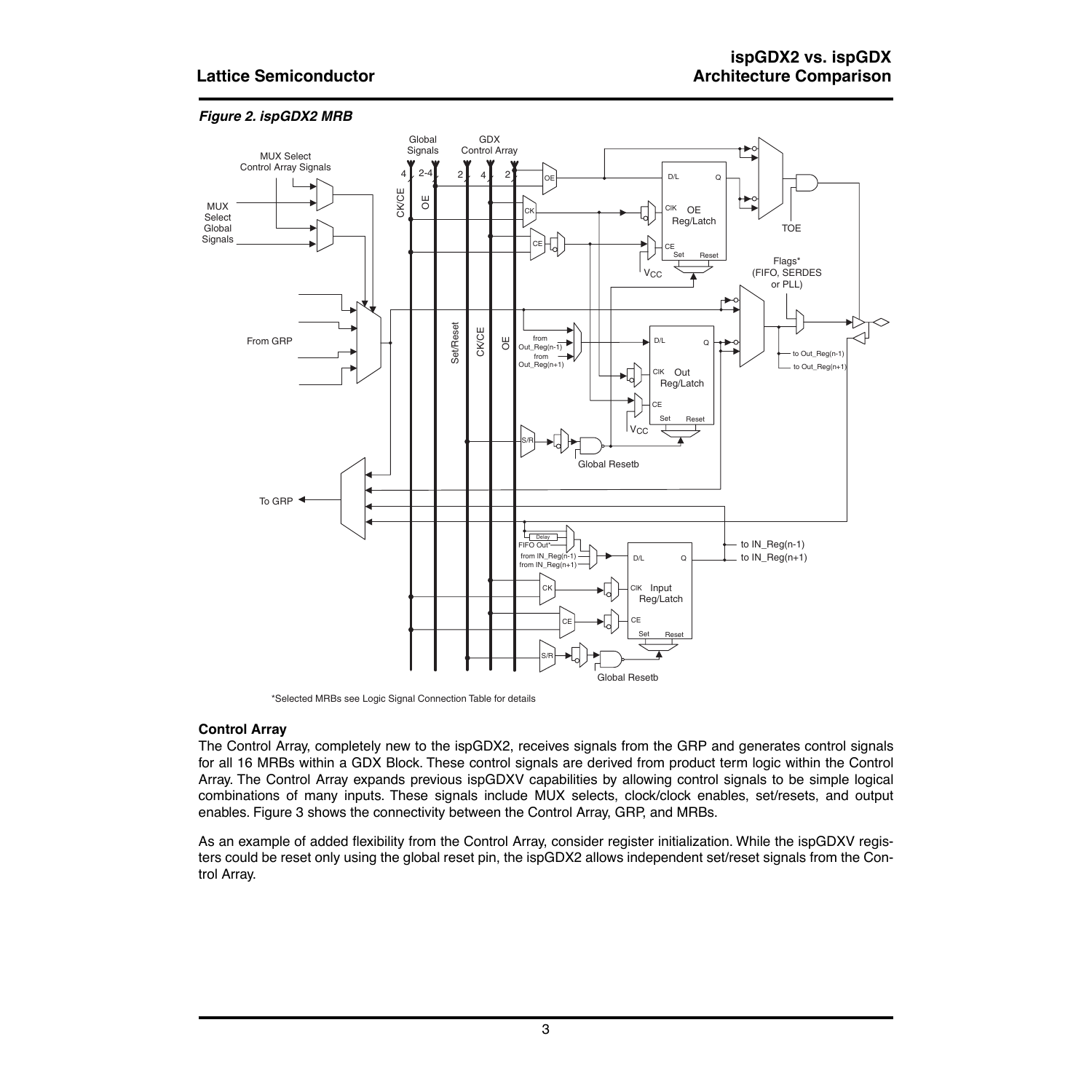*Figure 2. ispGDX2 MRB*

\*Selected MRBs see Logic Signal Connection Table for details

**Control Array**

The Control Array, completely new to the ispGDX2, receives signals from the GRP and generates control signals for all 16 MRBs within a GDX Block. These control signals are derived from product term logic within the Control Array. The Control Array expands previous ispGDXV capabilities by allowing control signals to be simple logical combinations of many inputs. These signals include MUX selects, clock/clock enables, set/resets, and output enables. Figure 3 shows the connectivity between the Control Array, GRP, and MRBs.

As an example of added flexibility from the Control Array, consider register initialization. While the ispGDXV registers could be reset only using the global reset pin, the ispGDX2 allows independent set/reset signals from the Control Array.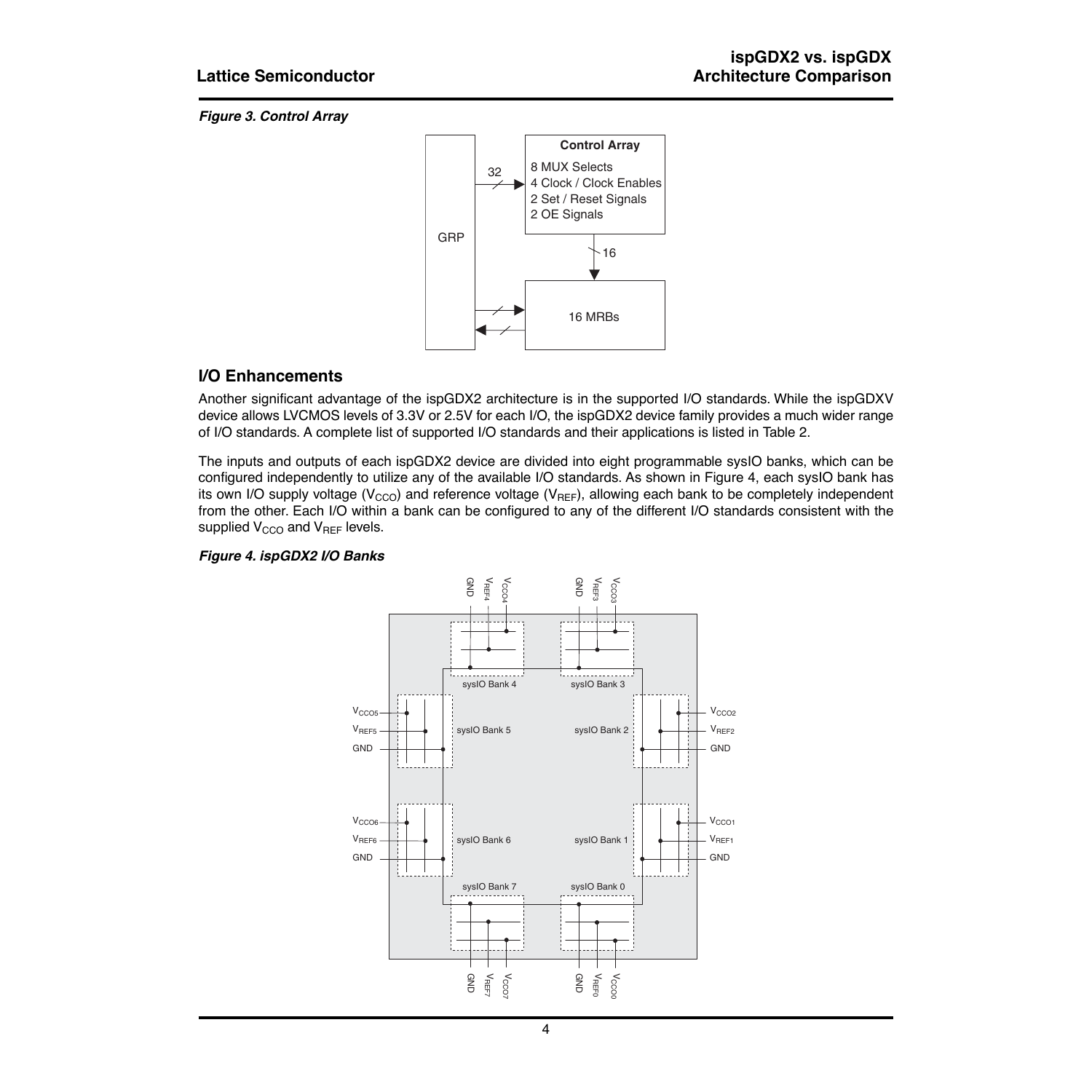*Figure 3. Control Array*

## I/O Enhancements

Another significant advantage of the ispGDX2 architecture is in the supported I/O standards. While the ispGDXV device allows LVCMOS levels of 3.3V or 2.5V for each I/O, the ispGDX2 device family provides a much wider range of I/O standards. A complete list of supported I/O standards and their applications is listed in Table 2.

The inputs and outputs of each ispGDX2 device are divided into eight programmable sysIO banks, which can be configured independently to utilize any of the available I/O standards. As shown in Figure 4, each sysIO bank has its own I/O supply voltage ($V_{CCO}$) and reference voltage ($V_{REF}$), allowing each bank to be completely independent from the other. Each I/O within a bank can be configured to any of the different I/O standards consistent with the supplied $V_{CCO}$ and $V_{REF}$ levels.

*Figure 4. ispGDX2 I/O Banks*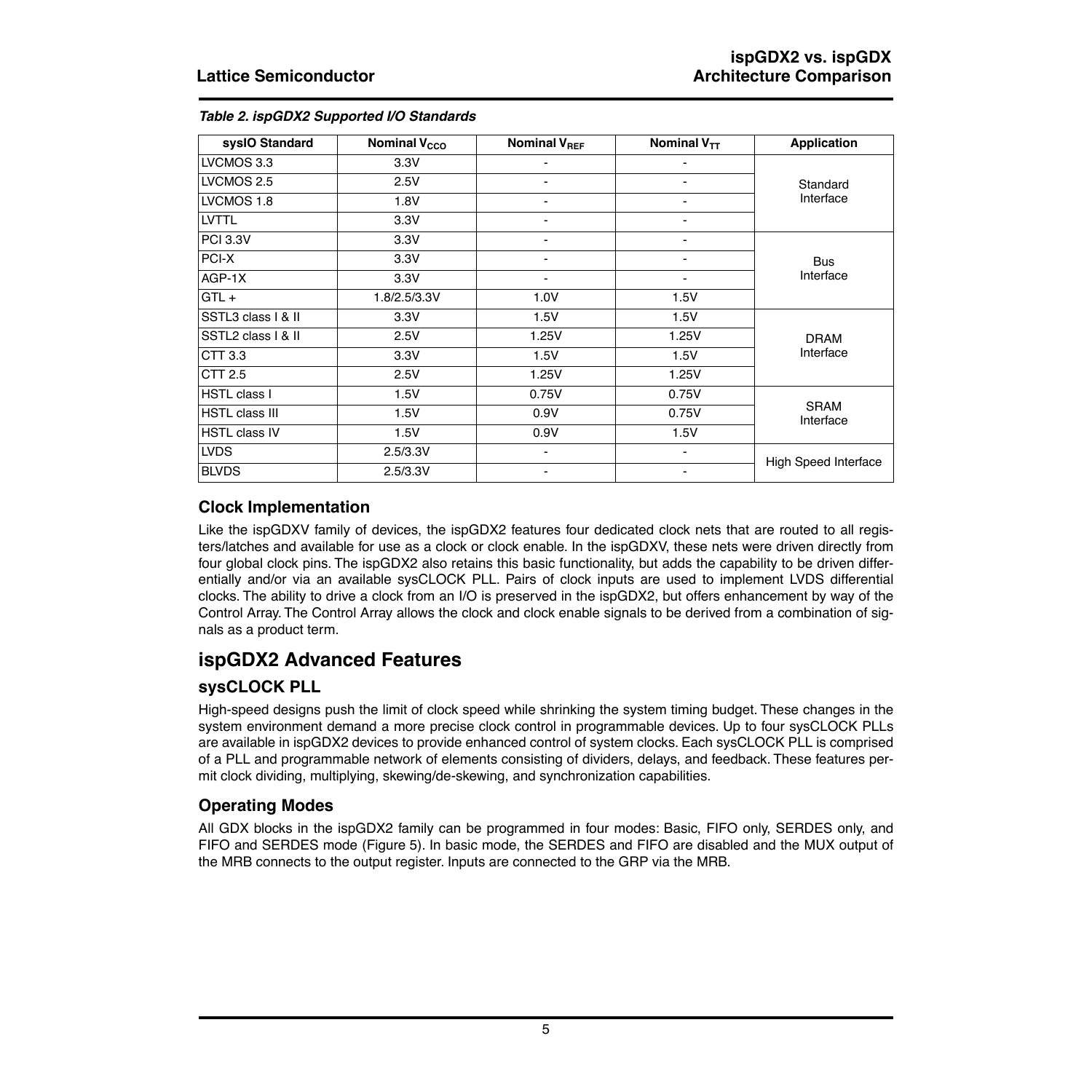*Table 2. ispGDX2 Supported I/O Standards*

| sysIO Standard | Nominal $V_{CCO}$ | Nominal $V_{REF}$ | Nominal $V_{TT}$ | Application |
|---|---|---|---|---|
| LVCMOS 3.3 | 3.3V | - | - | Standard Interface |
| LVCMOS 2.5 | 2.5V | - | - | |
| LVCMOS 1.8 | 1.8V | - | - | |
| LVTTL | 3.3V | - | - | |
| PCI 3.3V | 3.3V | - | - | Bus Interface |
| PCI-X | 3.3V | - | - | |
| AGP-1X | 3.3V | - | - | |
| GTL + | 1.8/2.5/3.3V | 1.0V | 1.5V | |
| SSTL3 class I & II | 3.3V | 1.5V | 1.5V | DRAM Interface |
| SSTL2 class I & II | 2.5V | 1.25V | 1.25V | |
| CTT 3.3 | 3.3V | 1.5V | 1.5V | |
| CTT 2.5 | 2.5V | 1.25V | 1.25V | |
| HSTL class I | 1.5V | 0.75V | 0.75V | SRAM Interface |
| HSTL class III | 1.5V | 0.9V | 0.75V | |
| HSTL class IV | 1.5V | 0.9V | 1.5V | |
| LVDS | 2.5/3.3V | - | - | High Speed Interface |
| BLVDS | 2.5/3.3V | - | - | |

### Clock Implementation

Like the ispGDXV family of devices, the ispGDX2 features four dedicated clock nets that are routed to all registers/latches and available for use as a clock or clock enable. In the ispGDXV, these nets were driven directly from four global clock pins. The ispGDX2 also retains this basic functionality, but adds the capability to be driven differentially and/or via an available sysCLOCK PLL. Pairs of clock inputs are used to implement LVDS differential clocks. The ability to drive a clock from an I/O is preserved in the ispGDX2, but offers enhancement by way of the Control Array. The Control Array allows the clock and clock enable signals to be derived from a combination of signals as a product term.

## ispGDX2 Advanced Features

### sysCLOCK PLL

High-speed designs push the limit of clock speed while shrinking the system timing budget. These changes in the system environment demand a more precise clock control in programmable devices. Up to four sysCLOCK PLLs are available in ispGDX2 devices to provide enhanced control of system clocks. Each sysCLOCK PLL is comprised of a PLL and programmable network of elements consisting of dividers, delays, and feedback. These features permit clock dividing, multiplying, skewing/de-skewing, and synchronization capabilities.

### Operating Modes

All GDX blocks in the ispGDX2 family can be programmed in four modes: Basic, FIFO only, SERDES only, and FIFO and SERDES mode (Figure 5). In basic mode, the SERDES and FIFO are disabled and the MUX output of the MRB connects to the output register. Inputs are connected to the GRP via the MRB.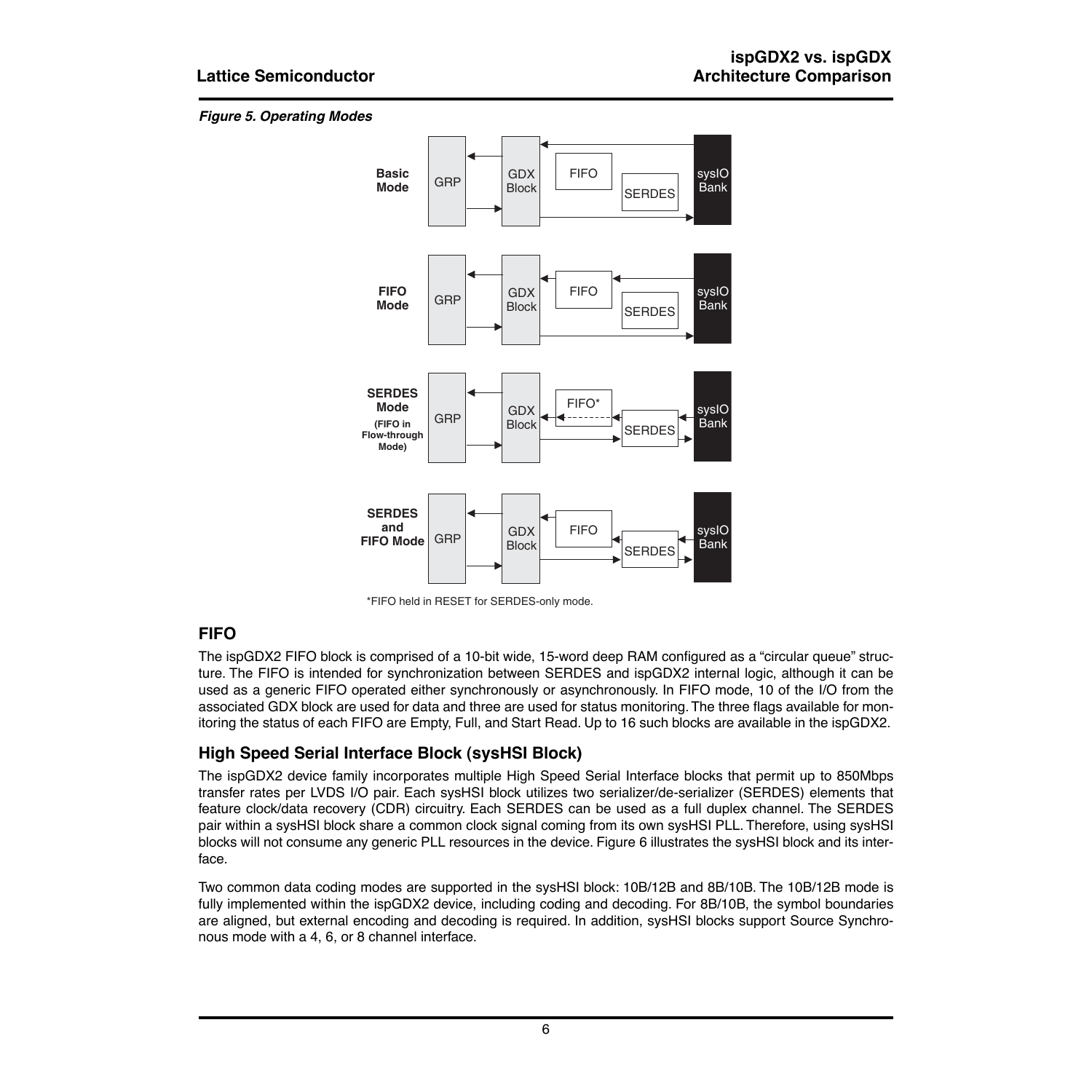*Figure 5. Operating Modes*

\*FIFO held in RESET for SERDES-only mode.

## FIFO

The ispGDX2 FIFO block is comprised of a 10-bit wide, 15-word deep RAM configured as a "circular queue" structure. The FIFO is intended for synchronization between SERDES and ispGDX2 internal logic, although it can be used as a generic FIFO operated either synchronously or asynchronously. In FIFO mode, 10 of the I/O from the associated GDX block are used for data and three are used for status monitoring. The three flags available for monitoring the status of each FIFO are Empty, Full, and Start Read. Up to 16 such blocks are available in the ispGDX2.

## High Speed Serial Interface Block (sysHSI Block)

The ispGDX2 device family incorporates multiple High Speed Serial Interface blocks that permit up to 850Mbps transfer rates per LVDS I/O pair. Each sysHSI block utilizes two serializer/de-serializer (SERDES) elements that feature clock/data recovery (CDR) circuitry. Each SERDES can be used as a full duplex channel. The SERDES pair within a sysHSI block share a common clock signal coming from its own sysHSI PLL. Therefore, using sysHSI blocks will not consume any generic PLL resources in the device. Figure 6 illustrates the sysHSI block and its interface.

Two common data coding modes are supported in the sysHSI block: 10B/12B and 8B/10B. The 10B/12B mode is fully implemented within the ispGDX2 device, including coding and decoding. For 8B/10B, the symbol boundaries are aligned, but external encoding and decoding is required. In addition, sysHSI blocks support Source Synchronous mode with a 4, 6, or 8 channel interface.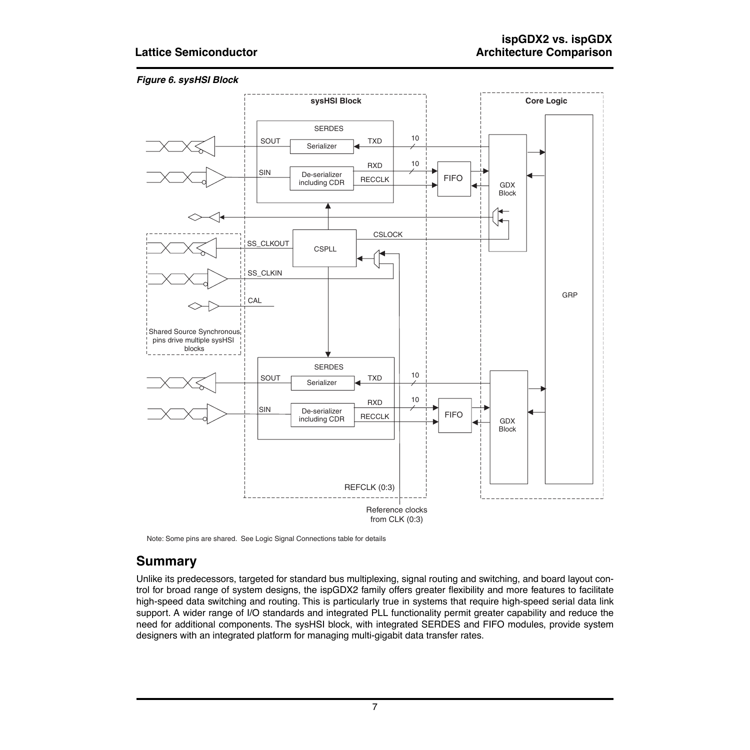*Figure 6. sysHSI Block*

Note: Some pins are shared. See Logic Signal Connections table for details

## Summary

Unlike its predecessors, targeted for standard bus multiplexing, signal routing and switching, and board layout control for broad range of system designs, the ispGDX2 family offers greater flexibility and more features to facilitate high-speed data switching and routing. This is particularly true in systems that require high-speed serial data link support. A wider range of I/O standards and integrated PLL functionality permit greater capability and reduce the need for additional components. The sysHSI block, with integrated SERDES and FIFO modules, provide system designers with an integrated platform for managing multi-gigabit data transfer rates.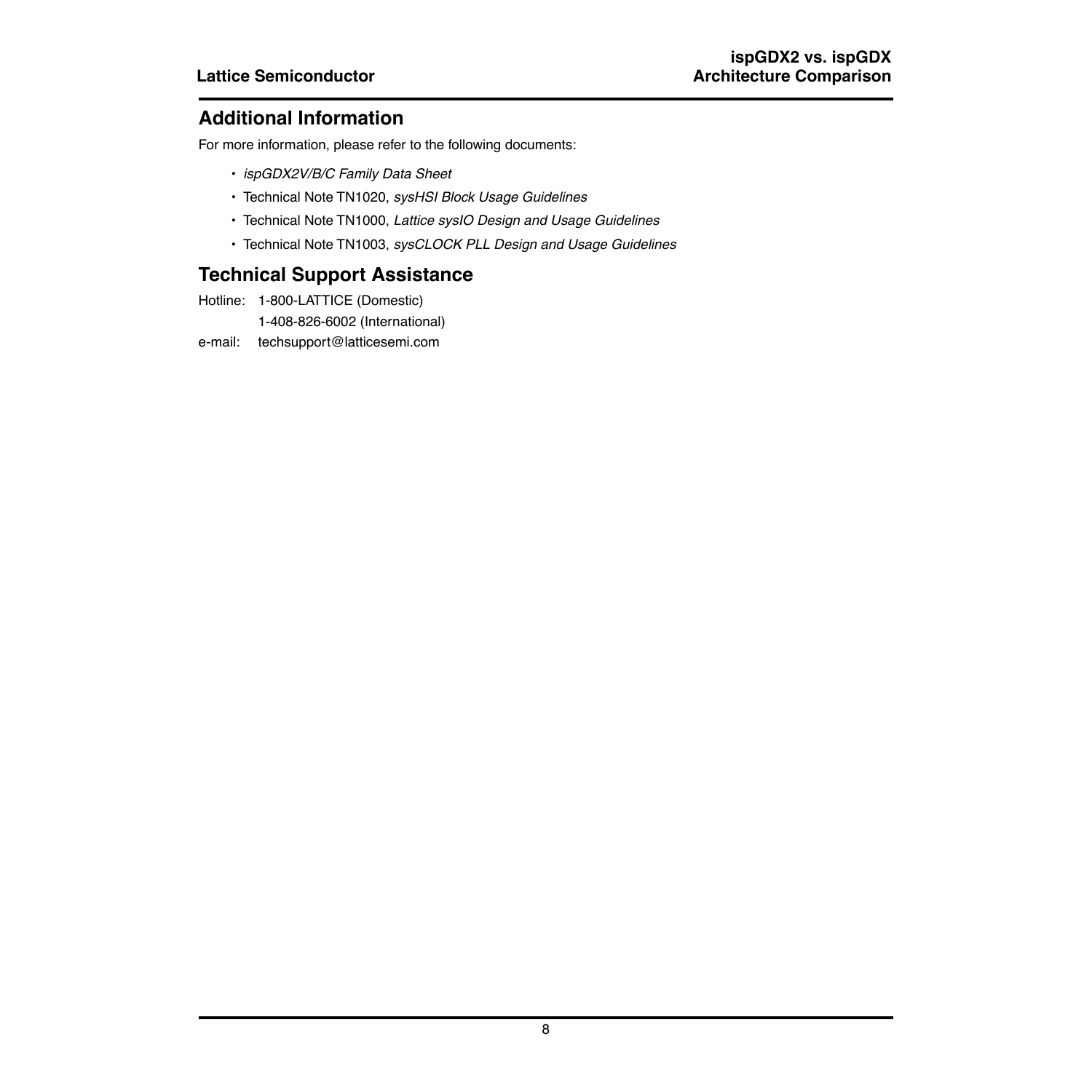## Additional Information

For more information, please refer to the following documents:

- *ispGDX2V/B/C Family Data Sheet*
- Technical Note TN1020, *sysHSI Block Usage Guidelines*
- Technical Note TN1000, *Lattice sysIO Design and Usage Guidelines*
- Technical Note TN1003, *sysCLOCK PLL Design and Usage Guidelines*

## Technical Support Assistance

Hotline: 1-800-LATTICE (Domestic)
1-408-826-6002 (International)

e-mail: techsupport@latticesemi.com